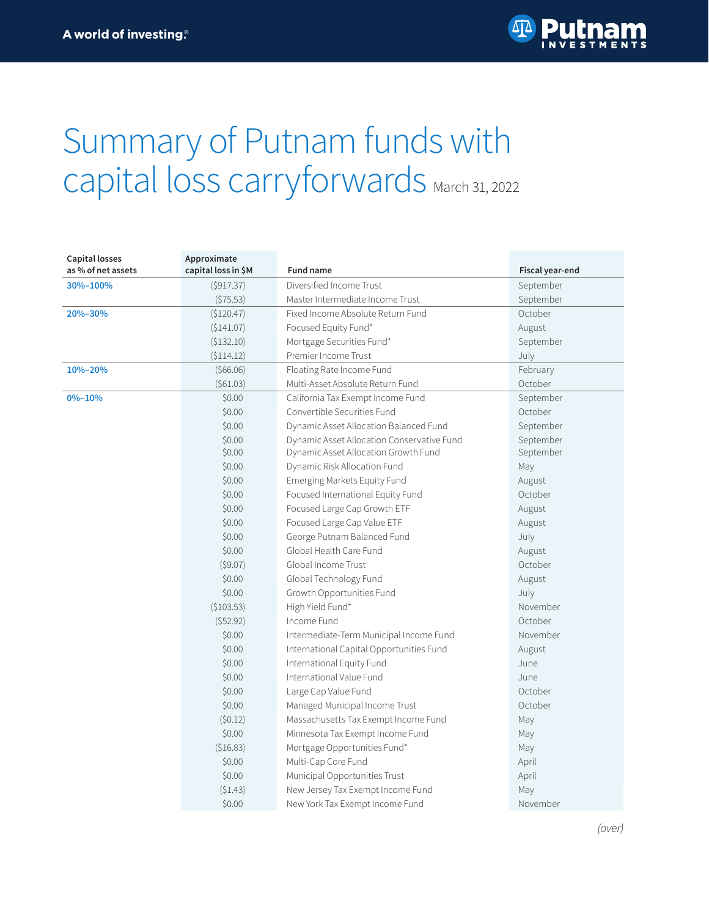A world of investing.®

# Summary of Putnam funds with capital loss carryforwards March 31, 2022

| Capital losses as % of net assets | Approximate capital loss in $M | Fund name | Fiscal year-end |
|---|---|---|---|
| 30%–100% | ($917.37) | Diversified Income Trust | September |
| | ($75.53) | Master Intermediate Income Trust | September |
| 20%–30% | ($120.47) | Fixed Income Absolute Return Fund | October |
| | ($141.07) | Focused Equity Fund* | August |
| | ($132.10) | Mortgage Securities Fund* | September |
| | ($114.12) | Premier Income Trust | July |
| 10%–20% | ($66.06) | Floating Rate Income Fund | February |
| | ($61.03) | Multi-Asset Absolute Return Fund | October |
| 0%–10% | $0.00 | California Tax Exempt Income Fund | September |
| | $0.00 | Convertible Securities Fund | October |
| | $0.00 | Dynamic Asset Allocation Balanced Fund | September |
| | $0.00 | Dynamic Asset Allocation Conservative Fund | September |
| | $0.00 | Dynamic Asset Allocation Growth Fund | September |
| | $0.00 | Dynamic Risk Allocation Fund | May |
| | $0.00 | Emerging Markets Equity Fund | August |
| | $0.00 | Focused International Equity Fund | October |
| | $0.00 | Focused Large Cap Growth ETF | August |
| | $0.00 | Focused Large Cap Value ETF | August |
| | $0.00 | George Putnam Balanced Fund | July |
| | $0.00 | Global Health Care Fund | August |
| | ($9.07) | Global Income Trust | October |
| | $0.00 | Global Technology Fund | August |
| | $0.00 | Growth Opportunities Fund | July |
| | ($103.53) | High Yield Fund* | November |
| | ($52.92) | Income Fund | October |
| | $0.00 | Intermediate-Term Municipal Income Fund | November |
| | $0.00 | International Capital Opportunities Fund | August |
| | $0.00 | International Equity Fund | June |
| | $0.00 | International Value Fund | June |
| | $0.00 | Large Cap Value Fund | October |
| | $0.00 | Managed Municipal Income Trust | October |
| | ($0.12) | Massachusetts Tax Exempt Income Fund | May |
| | $0.00 | Minnesota Tax Exempt Income Fund | May |
| | ($16.83) | Mortgage Opportunities Fund* | May |
| | $0.00 | Multi-Cap Core Fund | April |
| | $0.00 | Municipal Opportunities Trust | April |
| | ($1.43) | New Jersey Tax Exempt Income Fund | May |
| | $0.00 | New York Tax Exempt Income Fund | November |

*(over)*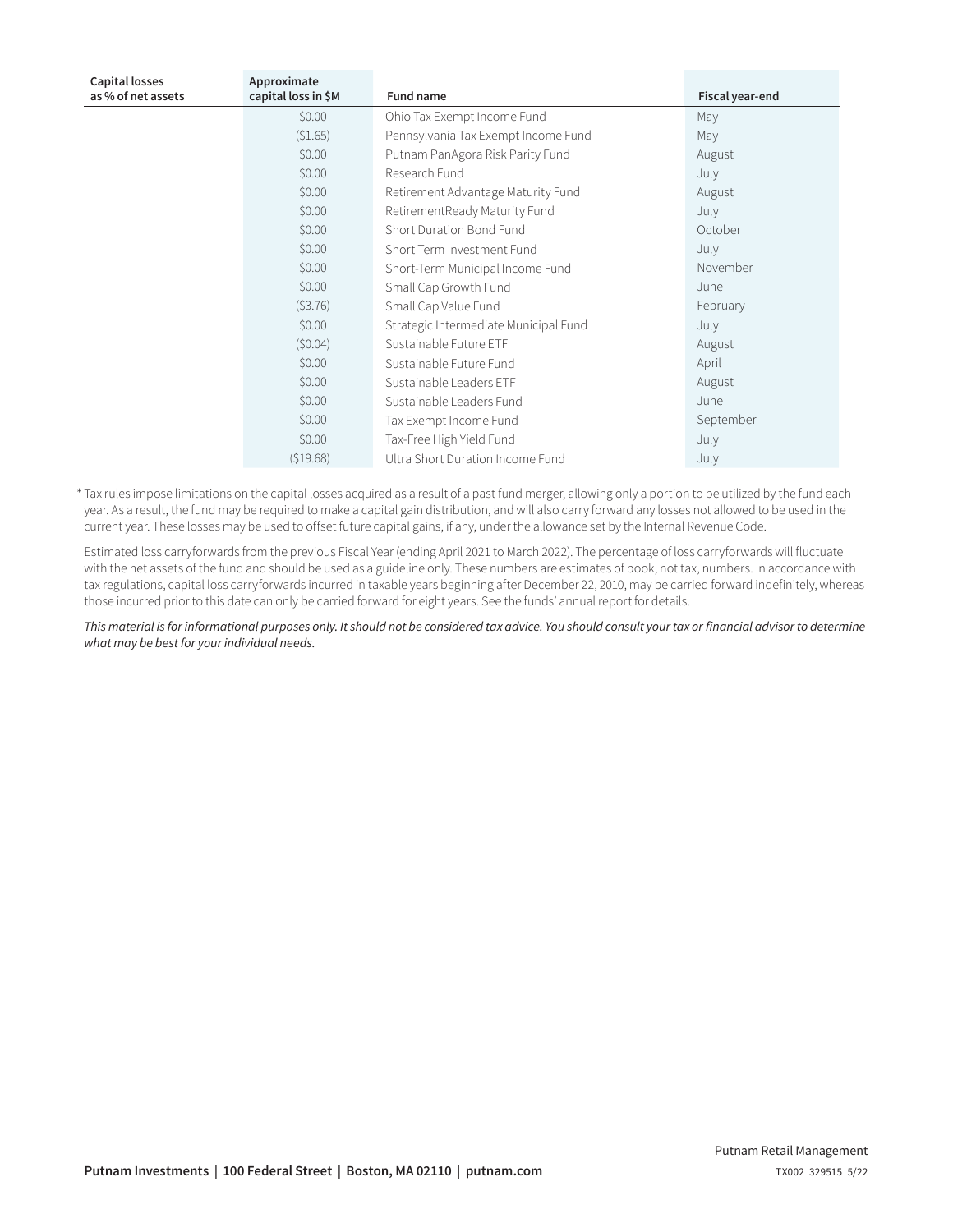| Capital losses as % of net assets | Approximate capital loss in $M | Fund name | Fiscal year-end |
|---|---|---|---|
| | $0.00 | Ohio Tax Exempt Income Fund | May |
| | ($1.65) | Pennsylvania Tax Exempt Income Fund | May |
| | $0.00 | Putnam PanAgora Risk Parity Fund | August |
| | $0.00 | Research Fund | July |
| | $0.00 | Retirement Advantage Maturity Fund | August |
| | $0.00 | RetirementReady Maturity Fund | July |
| | $0.00 | Short Duration Bond Fund | October |
| | $0.00 | Short Term Investment Fund | July |
| | $0.00 | Short-Term Municipal Income Fund | November |
| | $0.00 | Small Cap Growth Fund | June |
| | ($3.76) | Small Cap Value Fund | February |
| | $0.00 | Strategic Intermediate Municipal Fund | July |
| | ($0.04) | Sustainable Future ETF | August |
| | $0.00 | Sustainable Future Fund | April |
| | $0.00 | Sustainable Leaders ETF | August |
| | $0.00 | Sustainable Leaders Fund | June |
| | $0.00 | Tax Exempt Income Fund | September |
| | $0.00 | Tax-Free High Yield Fund | July |
| | ($19.68) | Ultra Short Duration Income Fund | July |

* Tax rules impose limitations on the capital losses acquired as a result of a past fund merger, allowing only a portion to be utilized by the fund each year. As a result, the fund may be required to make a capital gain distribution, and will also carry forward any losses not allowed to be used in the current year. These losses may be used to offset future capital gains, if any, under the allowance set by the Internal Revenue Code.

Estimated loss carryforwards from the previous Fiscal Year (ending April 2021 to March 2022). The percentage of loss carryforwards will fluctuate with the net assets of the fund and should be used as a guideline only. These numbers are estimates of book, not tax, numbers. In accordance with tax regulations, capital loss carryforwards incurred in taxable years beginning after December 22, 2010, may be carried forward indefinitely, whereas those incurred prior to this date can only be carried forward for eight years. See the funds' annual report for details.

*This material is for informational purposes only. It should not be considered tax advice. You should consult your tax or financial advisor to determine what may be best for your individual needs.*

Putnam Retail Management

**Putnam Investments | 100 Federal Street | Boston, MA 02110 | putnam.com**

TX002 329515 5/22